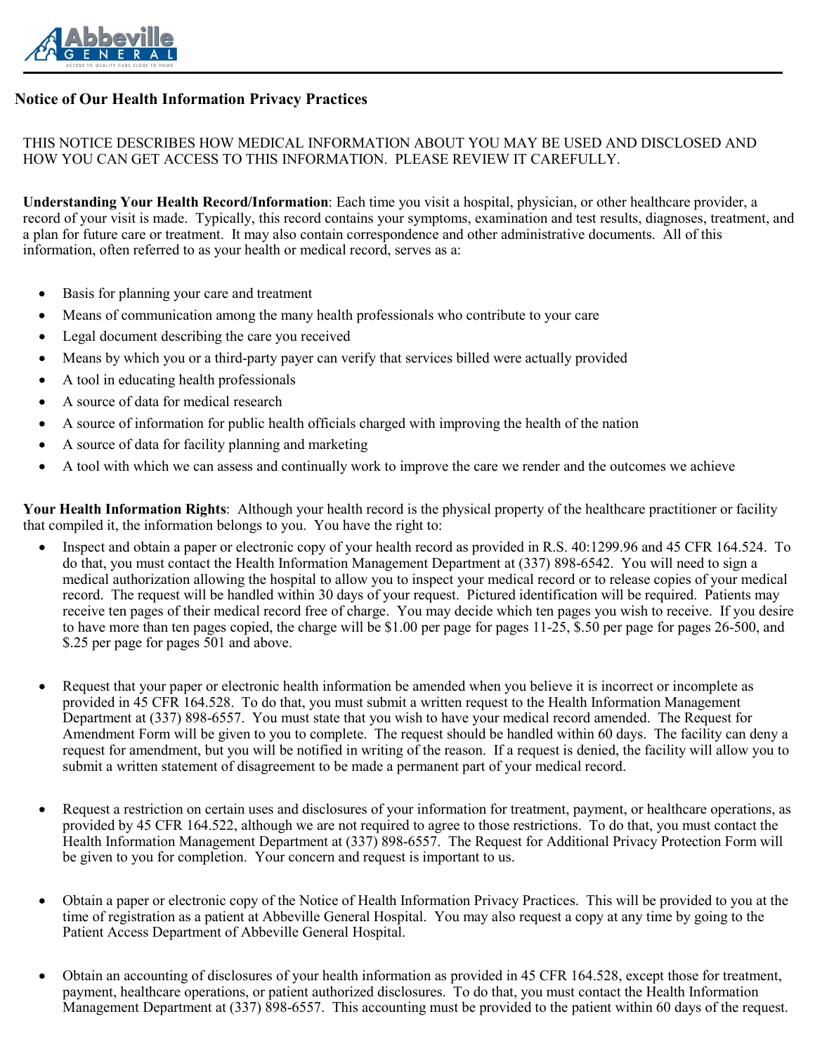# Notice of Our Health Information Privacy Practices

THIS NOTICE DESCRIBES HOW MEDICAL INFORMATION ABOUT YOU MAY BE USED AND DISCLOSED AND HOW YOU CAN GET ACCESS TO THIS INFORMATION. PLEASE REVIEW IT CAREFULLY.

**Understanding Your Health Record/Information**: Each time you visit a hospital, physician, or other healthcare provider, a record of your visit is made. Typically, this record contains your symptoms, examination and test results, diagnoses, treatment, and a plan for future care or treatment. It may also contain correspondence and other administrative documents. All of this information, often referred to as your health or medical record, serves as a:

- Basis for planning your care and treatment
- Means of communication among the many health professionals who contribute to your care
- Legal document describing the care you received
- Means by which you or a third-party payer can verify that services billed were actually provided
- A tool in educating health professionals
- A source of data for medical research
- A source of information for public health officials charged with improving the health of the nation
- A source of data for facility planning and marketing
- A tool with which we can assess and continually work to improve the care we render and the outcomes we achieve

**Your Health Information Rights**: Although your health record is the physical property of the healthcare practitioner or facility that compiled it, the information belongs to you. You have the right to:

- Inspect and obtain a paper or electronic copy of your health record as provided in R.S. 40:1299.96 and 45 CFR 164.524. To do that, you must contact the Health Information Management Department at (337) 898-6542. You will need to sign a medical authorization allowing the hospital to allow you to inspect your medical record or to release copies of your medical record. The request will be handled within 30 days of your request. Pictured identification will be required. Patients may receive ten pages of their medical record free of charge. You may decide which ten pages you wish to receive. If you desire to have more than ten pages copied, the charge will be $1.00 per page for pages 11-25, $.50 per page for pages 26-500, and $.25 per page for pages 501 and above.

- Request that your paper or electronic health information be amended when you believe it is incorrect or incomplete as provided in 45 CFR 164.528. To do that, you must submit a written request to the Health Information Management Department at (337) 898-6557. You must state that you wish to have your medical record amended. The Request for Amendment Form will be given to you to complete. The request should be handled within 60 days. The facility can deny a request for amendment, but you will be notified in writing of the reason. If a request is denied, the facility will allow you to submit a written statement of disagreement to be made a permanent part of your medical record.

- Request a restriction on certain uses and disclosures of your information for treatment, payment, or healthcare operations, as provided by 45 CFR 164.522, although we are not required to agree to those restrictions. To do that, you must contact the Health Information Management Department at (337) 898-6557. The Request for Additional Privacy Protection Form will be given to you for completion. Your concern and request is important to us.

- Obtain a paper or electronic copy of the Notice of Health Information Privacy Practices. This will be provided to you at the time of registration as a patient at Abbeville General Hospital. You may also request a copy at any time by going to the Patient Access Department of Abbeville General Hospital.

- Obtain an accounting of disclosures of your health information as provided in 45 CFR 164.528, except those for treatment, payment, healthcare operations, or patient authorized disclosures. To do that, you must contact the Health Information Management Department at (337) 898-6557. This accounting must be provided to the patient within 60 days of the request.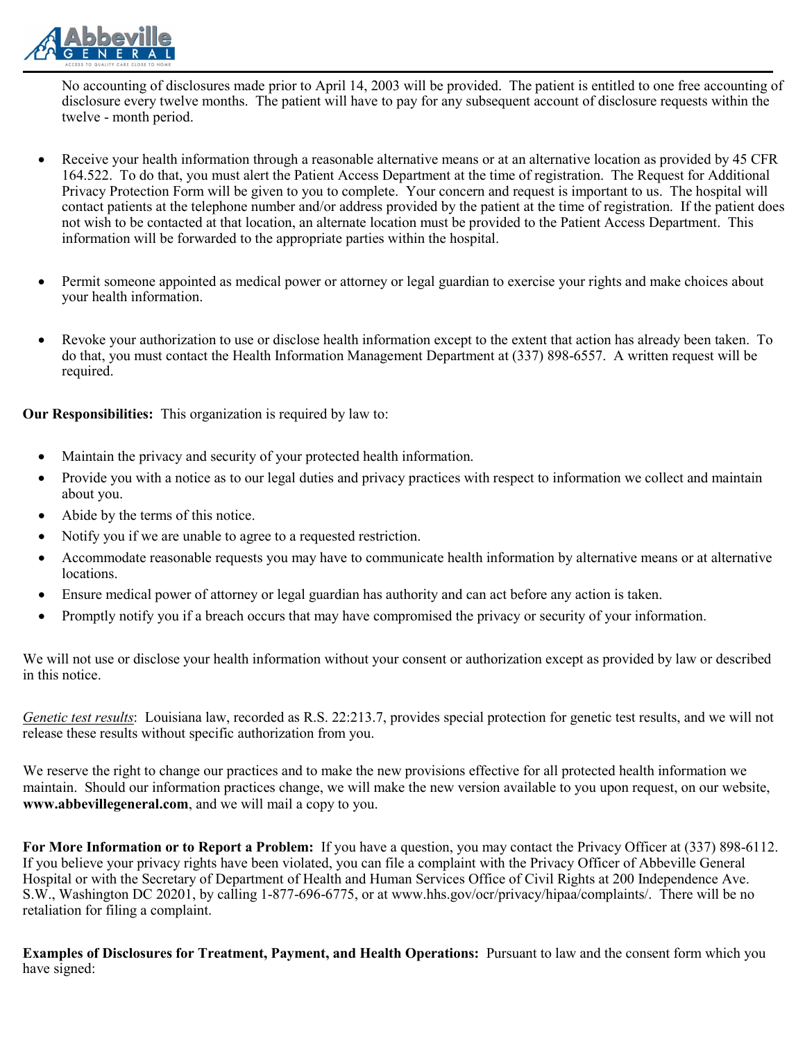No accounting of disclosures made prior to April 14, 2003 will be provided. The patient is entitled to one free accounting of disclosure every twelve months. The patient will have to pay for any subsequent account of disclosure requests within the twelve - month period.

- Receive your health information through a reasonable alternative means or at an alternative location as provided by 45 CFR 164.522. To do that, you must alert the Patient Access Department at the time of registration. The Request for Additional Privacy Protection Form will be given to you to complete. Your concern and request is important to us. The hospital will contact patients at the telephone number and/or address provided by the patient at the time of registration. If the patient does not wish to be contacted at that location, an alternate location must be provided to the Patient Access Department. This information will be forwarded to the appropriate parties within the hospital.

- Permit someone appointed as medical power or attorney or legal guardian to exercise your rights and make choices about your health information.

- Revoke your authorization to use or disclose health information except to the extent that action has already been taken. To do that, you must contact the Health Information Management Department at (337) 898-6557. A written request will be required.

**Our Responsibilities:** This organization is required by law to:

- Maintain the privacy and security of your protected health information.
- Provide you with a notice as to our legal duties and privacy practices with respect to information we collect and maintain about you.
- Abide by the terms of this notice.
- Notify you if we are unable to agree to a requested restriction.
- Accommodate reasonable requests you may have to communicate health information by alternative means or at alternative locations.
- Ensure medical power of attorney or legal guardian has authority and can act before any action is taken.
- Promptly notify you if a breach occurs that may have compromised the privacy or security of your information.

We will not use or disclose your health information without your consent or authorization except as provided by law or described in this notice.

*Genetic test results*: Louisiana law, recorded as R.S. 22:213.7, provides special protection for genetic test results, and we will not release these results without specific authorization from you.

We reserve the right to change our practices and to make the new provisions effective for all protected health information we maintain. Should our information practices change, we will make the new version available to you upon request, on our website, **www.abbevillegeneral.com**, and we will mail a copy to you.

**For More Information or to Report a Problem:** If you have a question, you may contact the Privacy Officer at (337) 898-6112. If you believe your privacy rights have been violated, you can file a complaint with the Privacy Officer of Abbeville General Hospital or with the Secretary of Department of Health and Human Services Office of Civil Rights at 200 Independence Ave. S.W., Washington DC 20201, by calling 1-877-696-6775, or at www.hhs.gov/ocr/privacy/hipaa/complaints/. There will be no retaliation for filing a complaint.

**Examples of Disclosures for Treatment, Payment, and Health Operations:** Pursuant to law and the consent form which you have signed: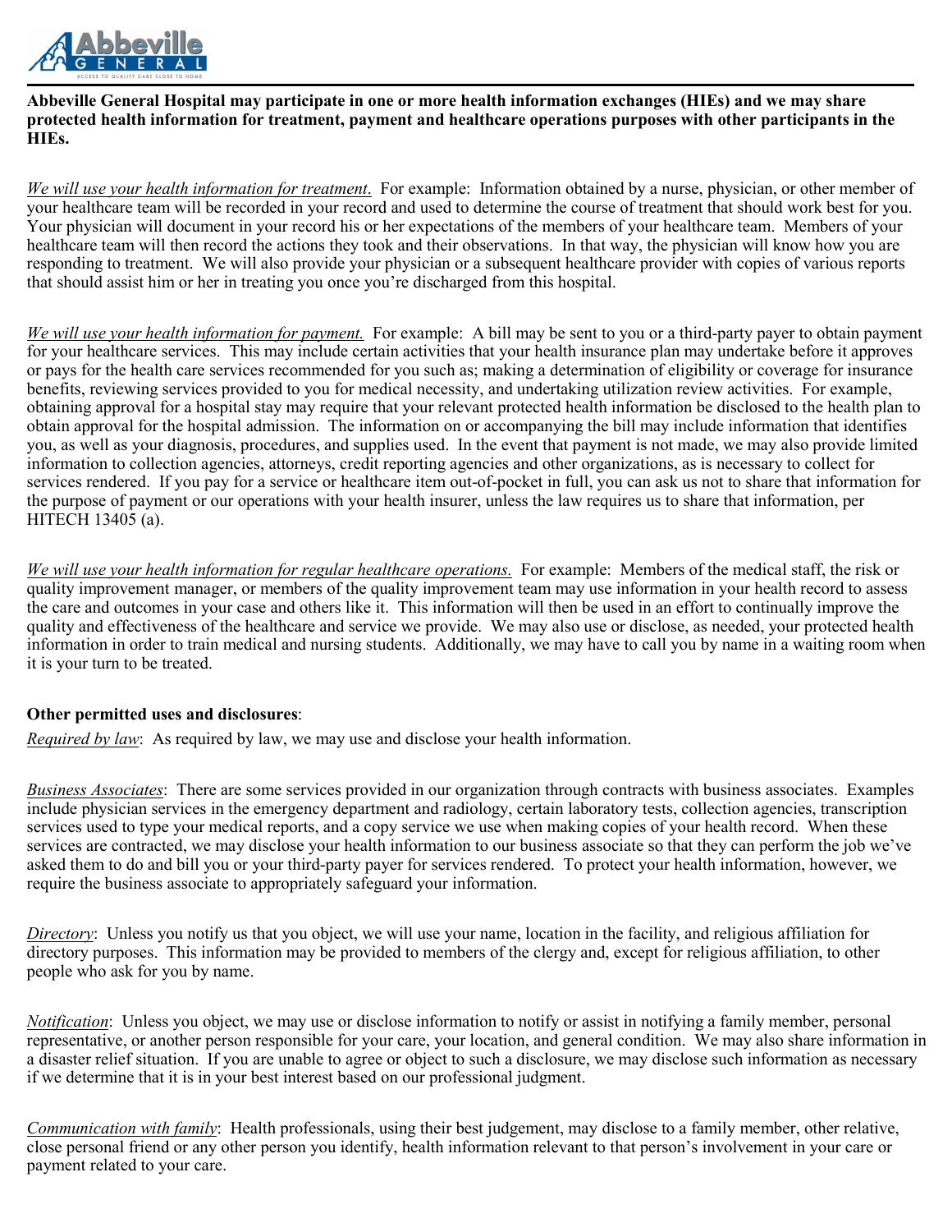**Abbeville General Hospital may participate in one or more health information exchanges (HIEs) and we may share protected health information for treatment, payment and healthcare operations purposes with other participants in the HIEs.**

_We will use your health information for treatment._ For example: Information obtained by a nurse, physician, or other member of your healthcare team will be recorded in your record and used to determine the course of treatment that should work best for you. Your physician will document in your record his or her expectations of the members of your healthcare team. Members of your healthcare team will then record the actions they took and their observations. In that way, the physician will know how you are responding to treatment. We will also provide your physician or a subsequent healthcare provider with copies of various reports that should assist him or her in treating you once you're discharged from this hospital.

_We will use your health information for payment._ For example: A bill may be sent to you or a third-party payer to obtain payment for your healthcare services. This may include certain activities that your health insurance plan may undertake before it approves or pays for the health care services recommended for you such as; making a determination of eligibility or coverage for insurance benefits, reviewing services provided to you for medical necessity, and undertaking utilization review activities. For example, obtaining approval for a hospital stay may require that your relevant protected health information be disclosed to the health plan to obtain approval for the hospital admission. The information on or accompanying the bill may include information that identifies you, as well as your diagnosis, procedures, and supplies used. In the event that payment is not made, we may also provide limited information to collection agencies, attorneys, credit reporting agencies and other organizations, as is necessary to collect for services rendered. If you pay for a service or healthcare item out-of-pocket in full, you can ask us not to share that information for the purpose of payment or our operations with your health insurer, unless the law requires us to share that information, per HITECH 13405 (a).

_We will use your health information for regular healthcare operations._ For example: Members of the medical staff, the risk or quality improvement manager, or members of the quality improvement team may use information in your health record to assess the care and outcomes in your case and others like it. This information will then be used in an effort to continually improve the quality and effectiveness of the healthcare and service we provide. We may also use or disclose, as needed, your protected health information in order to train medical and nursing students. Additionally, we may have to call you by name in a waiting room when it is your turn to be treated.

**Other permitted uses and disclosures**:

_Required by law_: As required by law, we may use and disclose your health information.

_Business Associates_: There are some services provided in our organization through contracts with business associates. Examples include physician services in the emergency department and radiology, certain laboratory tests, collection agencies, transcription services used to type your medical reports, and a copy service we use when making copies of your health record. When these services are contracted, we may disclose your health information to our business associate so that they can perform the job we've asked them to do and bill you or your third-party payer for services rendered. To protect your health information, however, we require the business associate to appropriately safeguard your information.

_Directory_: Unless you notify us that you object, we will use your name, location in the facility, and religious affiliation for directory purposes. This information may be provided to members of the clergy and, except for religious affiliation, to other people who ask for you by name.

_Notification_: Unless you object, we may use or disclose information to notify or assist in notifying a family member, personal representative, or another person responsible for your care, your location, and general condition. We may also share information in a disaster relief situation. If you are unable to agree or object to such a disclosure, we may disclose such information as necessary if we determine that it is in your best interest based on our professional judgment.

_Communication with family_: Health professionals, using their best judgement, may disclose to a family member, other relative, close personal friend or any other person you identify, health information relevant to that person's involvement in your care or payment related to your care.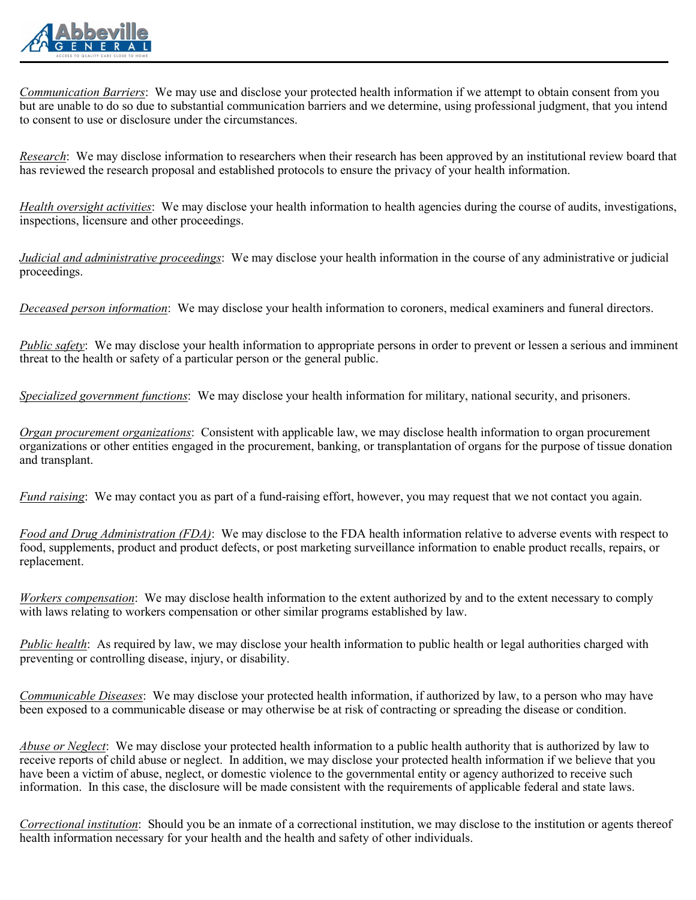*Communication Barriers*: We may use and disclose your protected health information if we attempt to obtain consent from you but are unable to do so due to substantial communication barriers and we determine, using professional judgment, that you intend to consent to use or disclosure under the circumstances.

*Research*: We may disclose information to researchers when their research has been approved by an institutional review board that has reviewed the research proposal and established protocols to ensure the privacy of your health information.

*Health oversight activities*: We may disclose your health information to health agencies during the course of audits, investigations, inspections, licensure and other proceedings.

*Judicial and administrative proceedings*: We may disclose your health information in the course of any administrative or judicial proceedings.

*Deceased person information*: We may disclose your health information to coroners, medical examiners and funeral directors.

*Public safety*: We may disclose your health information to appropriate persons in order to prevent or lessen a serious and imminent threat to the health or safety of a particular person or the general public.

*Specialized government functions*: We may disclose your health information for military, national security, and prisoners.

*Organ procurement organizations*: Consistent with applicable law, we may disclose health information to organ procurement organizations or other entities engaged in the procurement, banking, or transplantation of organs for the purpose of tissue donation and transplant.

*Fund raising*: We may contact you as part of a fund-raising effort, however, you may request that we not contact you again.

*Food and Drug Administration (FDA)*: We may disclose to the FDA health information relative to adverse events with respect to food, supplements, product and product defects, or post marketing surveillance information to enable product recalls, repairs, or replacement.

*Workers compensation*: We may disclose health information to the extent authorized by and to the extent necessary to comply with laws relating to workers compensation or other similar programs established by law.

*Public health*: As required by law, we may disclose your health information to public health or legal authorities charged with preventing or controlling disease, injury, or disability.

*Communicable Diseases*: We may disclose your protected health information, if authorized by law, to a person who may have been exposed to a communicable disease or may otherwise be at risk of contracting or spreading the disease or condition.

*Abuse or Neglect*: We may disclose your protected health information to a public health authority that is authorized by law to receive reports of child abuse or neglect. In addition, we may disclose your protected health information if we believe that you have been a victim of abuse, neglect, or domestic violence to the governmental entity or agency authorized to receive such information. In this case, the disclosure will be made consistent with the requirements of applicable federal and state laws.

*Correctional institution*: Should you be an inmate of a correctional institution, we may disclose to the institution or agents thereof health information necessary for your health and the health and safety of other individuals.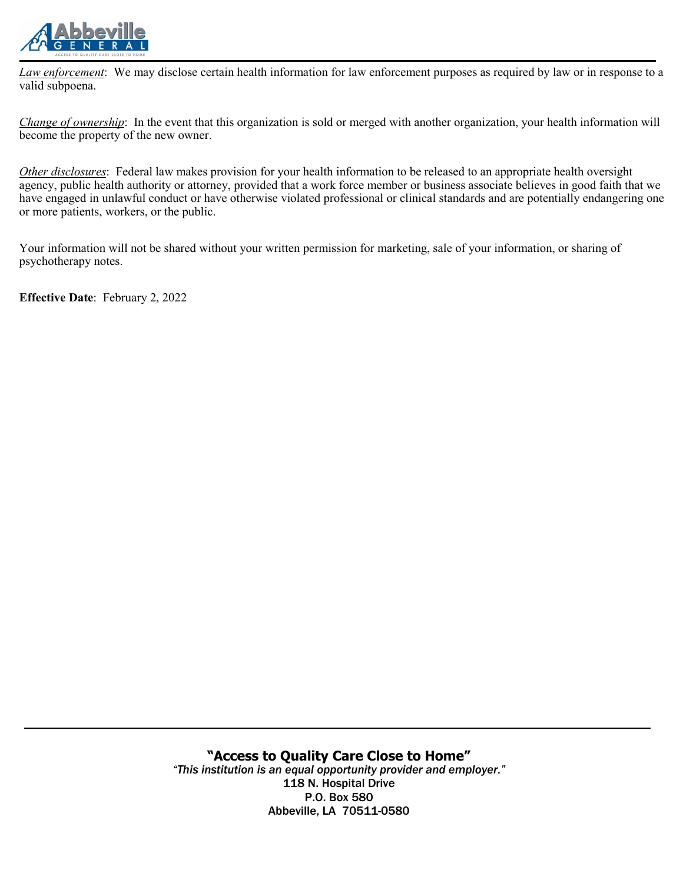*Law enforcement*: We may disclose certain health information for law enforcement purposes as required by law or in response to a valid subpoena.

*Change of ownership*: In the event that this organization is sold or merged with another organization, your health information will become the property of the new owner.

*Other disclosures*: Federal law makes provision for your health information to be released to an appropriate health oversight agency, public health authority or attorney, provided that a work force member or business associate believes in good faith that we have engaged in unlawful conduct or have otherwise violated professional or clinical standards and are potentially endangering one or more patients, workers, or the public.

Your information will not be shared without your written permission for marketing, sale of your information, or sharing of psychotherapy notes.

**Effective Date**: February 2, 2022